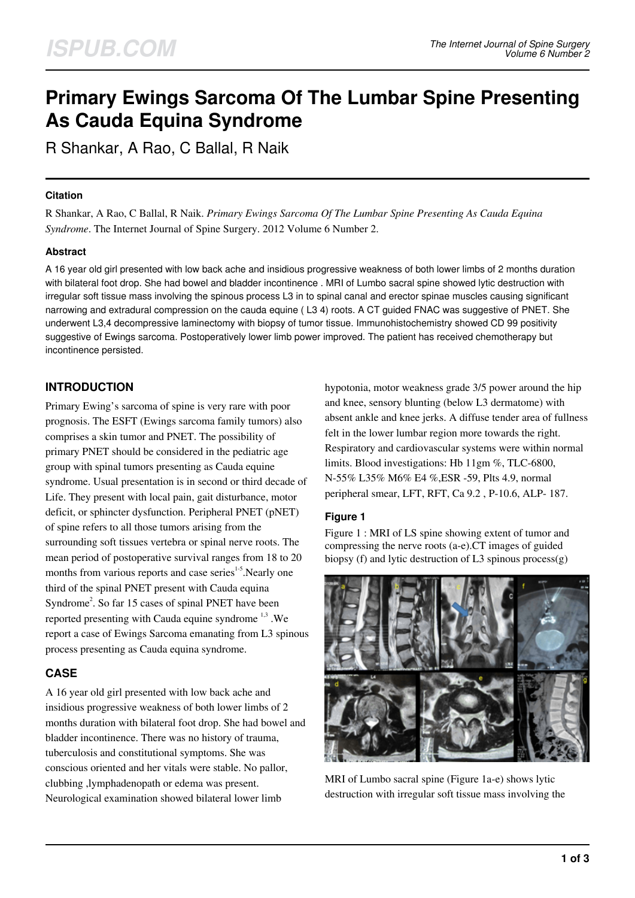# Primary Ewings Sarcoma Of The Lumbar Spine Presenting As Cauda Equina Syndrome

R Shankar, A Rao, C Ballal, R Naik

### Citation

R Shankar, A Rao, C Ballal, R Naik. *Primary Ewings Sarcoma Of The Lumbar Spine Presenting As Cauda Equina Syndrome*. The Internet Journal of Spine Surgery. 2012 Volume 6 Number 2.

### Abstract

A 16 year old girl presented with low back ache and insidious progressive weakness of both lower limbs of 2 months duration with bilateral foot drop. She had bowel and bladder incontinence . MRI of Lumbo sacral spine showed lytic destruction with irregular soft tissue mass involving the spinous process L3 in to spinal canal and erector spinae muscles causing significant narrowing and extradural compression on the cauda equine ( L3 4) roots. A CT guided FNAC was suggestive of PNET. She underwent L3,4 decompressive laminectomy with biopsy of tumor tissue. Immunohistochemistry showed CD 99 positivity suggestive of Ewings sarcoma. Postoperatively lower limb power improved. The patient has received chemotherapy but incontinence persisted.

## INTRODUCTION

Primary Ewing's sarcoma of spine is very rare with poor prognosis. The ESFT (Ewings sarcoma family tumors) also comprises a skin tumor and PNET. The possibility of primary PNET should be considered in the pediatric age group with spinal tumors presenting as Cauda equine syndrome. Usual presentation is in second or third decade of Life. They present with local pain, gait disturbance, motor deficit, or sphincter dysfunction. Peripheral PNET (pNET) of spine refers to all those tumors arising from the surrounding soft tissues vertebra or spinal nerve roots. The mean period of postoperative survival ranges from 18 to 20 months from various reports and case series[1-5].Nearly one third of the spinal PNET present with Cauda equina Syndrome[2]. So far 15 cases of spinal PNET have been reported presenting with Cauda equine syndrome [1,3] .We report a case of Ewings Sarcoma emanating from L3 spinous process presenting as Cauda equina syndrome.

## CASE

A 16 year old girl presented with low back ache and insidious progressive weakness of both lower limbs of 2 months duration with bilateral foot drop. She had bowel and bladder incontinence. There was no history of trauma, tuberculosis and constitutional symptoms. She was conscious oriented and her vitals were stable. No pallor, clubbing ,lymphadenopath or edema was present. Neurological examination showed bilateral lower limb hypotonia, motor weakness grade 3/5 power around the hip and knee, sensory blunting (below L3 dermatome) with absent ankle and knee jerks. A diffuse tender area of fullness felt in the lower lumbar region more towards the right. Respiratory and cardiovascular systems were within normal limits. Blood investigations: Hb 11gm %, TLC-6800, N-55% L35% M6% E4 %,ESR -59, Plts 4.9, normal peripheral smear, LFT, RFT, Ca 9.2 , P-10.6, ALP- 187.

### Figure 1

Figure 1 : MRI of LS spine showing extent of tumor and compressing the nerve roots (a-e).CT images of guided biopsy (f) and lytic destruction of L3 spinous process(g)

MRI of Lumbo sacral spine (Figure 1a-e) shows lytic destruction with irregular soft tissue mass involving the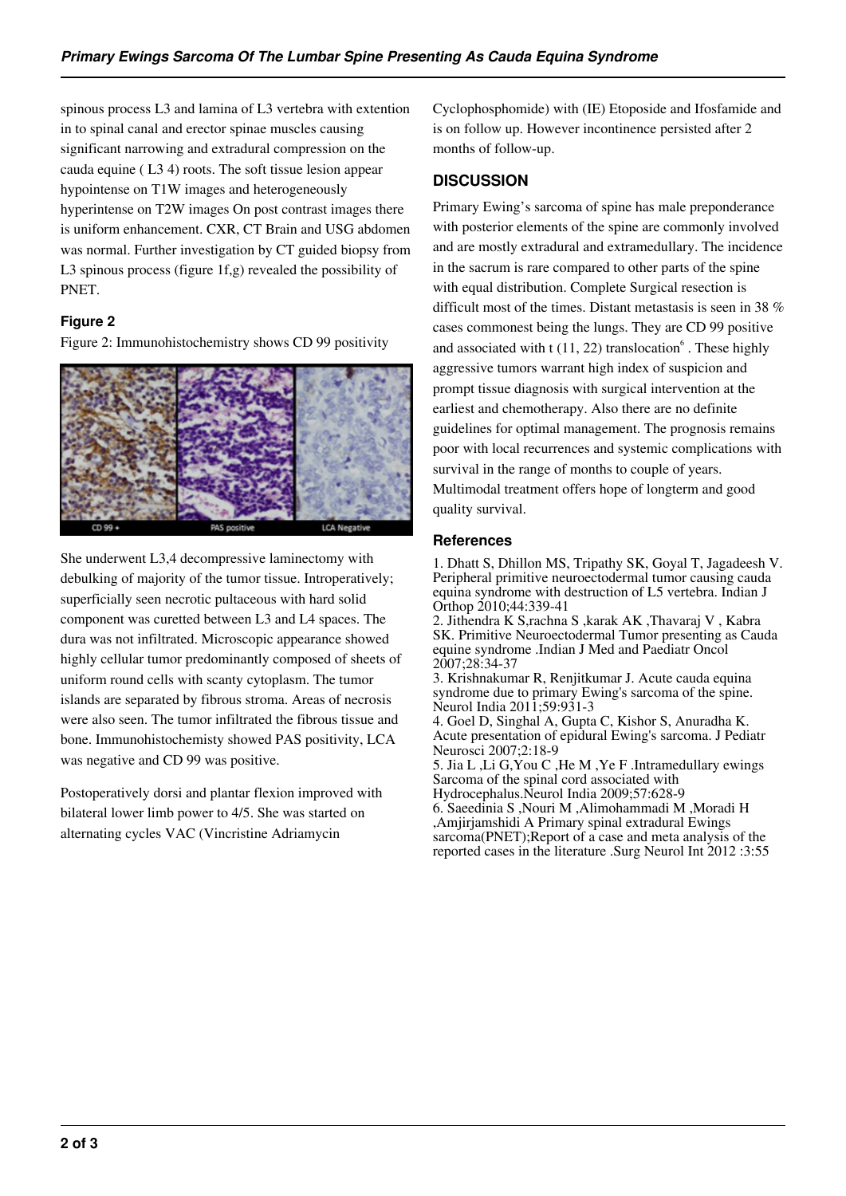spinous process L3 and lamina of L3 vertebra with extention in to spinal canal and erector spinae muscles causing significant narrowing and extradural compression on the cauda equine ( L3 4) roots. The soft tissue lesion appear hypointense on T1W images and heterogeneously hyperintense on T2W images On post contrast images there is uniform enhancement. CXR, CT Brain and USG abdomen was normal. Further investigation by CT guided biopsy from L3 spinous process (figure 1f,g) revealed the possibility of PNET.

### Figure 2

Figure 2: Immunohistochemistry shows CD 99 positivity

She underwent L3,4 decompressive laminectomy with debulking of majority of the tumor tissue. Introperatively; superficially seen necrotic pultaceous with hard solid component was curetted between L3 and L4 spaces. The dura was not infiltrated. Microscopic appearance showed highly cellular tumor predominantly composed of sheets of uniform round cells with scanty cytoplasm. The tumor islands are separated by fibrous stroma. Areas of necrosis were also seen. The tumor infiltrated the fibrous tissue and bone. Immunohistochemisty showed PAS positivity, LCA was negative and CD 99 was positive.

Postoperatively dorsi and plantar flexion improved with bilateral lower limb power to 4/5. She was started on alternating cycles VAC (Vincristine Adriamycin Cyclophosphomide) with (IE) Etoposide and Ifosfamide and is on follow up. However incontinence persisted after 2 months of follow-up.

## DISCUSSION

Primary Ewing's sarcoma of spine has male preponderance with posterior elements of the spine are commonly involved and are mostly extradural and extramedullary. The incidence in the sacrum is rare compared to other parts of the spine with equal distribution. Complete Surgical resection is difficult most of the times. Distant metastasis is seen in 38 % cases commonest being the lungs. They are CD 99 positive and associated with t (11, 22) translocation[6] . These highly aggressive tumors warrant high index of suspicion and prompt tissue diagnosis with surgical intervention at the earliest and chemotherapy. Also there are no definite guidelines for optimal management. The prognosis remains poor with local recurrences and systemic complications with survival in the range of months to couple of years. Multimodal treatment offers hope of longterm and good quality survival.

## References

1. Dhatt S, Dhillon MS, Tripathy SK, Goyal T, Jagadeesh V. Peripheral primitive neuroectodermal tumor causing cauda equina syndrome with destruction of L5 vertebra. Indian J Orthop 2010;44:339-41
2. Jithendra K S,rachna S ,karak AK ,Thavaraj V , Kabra SK. Primitive Neuroectodermal Tumor presenting as Cauda equine syndrome .Indian J Med and Paediatr Oncol 2007;28:34-37
3. Krishnakumar R, Renjitkumar J. Acute cauda equina syndrome due to primary Ewing's sarcoma of the spine. Neurol India 2011;59:931-3
4. Goel D, Singhal A, Gupta C, Kishor S, Anuradha K. Acute presentation of epidural Ewing's sarcoma. J Pediatr Neurosci 2007;2:18-9
5. Jia L ,Li G,You C ,He M ,Ye F .Intramedullary ewings Sarcoma of the spinal cord associated with Hydrocephalus.Neurol India 2009;57:628-9
6. Saeedinia S ,Nouri M ,Alimohammadi M ,Moradi H ,Amjirjamshidi A Primary spinal extradural Ewings sarcoma(PNET);Report of a case and meta analysis of the reported cases in the literature .Surg Neurol Int 2012 :3:55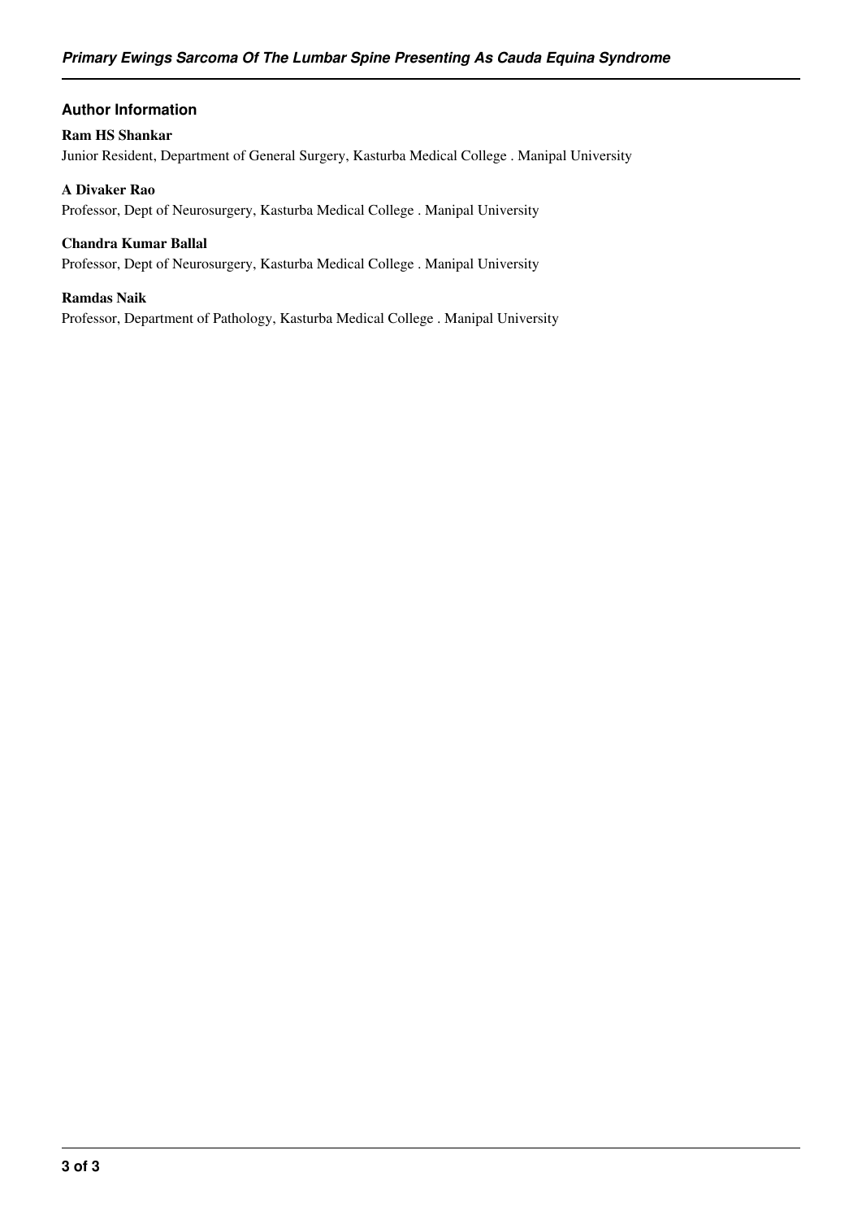### Author Information

**Ram HS Shankar**
Junior Resident, Department of General Surgery, Kasturba Medical College . Manipal University

**A Divaker Rao**
Professor, Dept of Neurosurgery, Kasturba Medical College . Manipal University

**Chandra Kumar Ballal**
Professor, Dept of Neurosurgery, Kasturba Medical College . Manipal University

**Ramdas Naik**
Professor, Department of Pathology, Kasturba Medical College . Manipal University